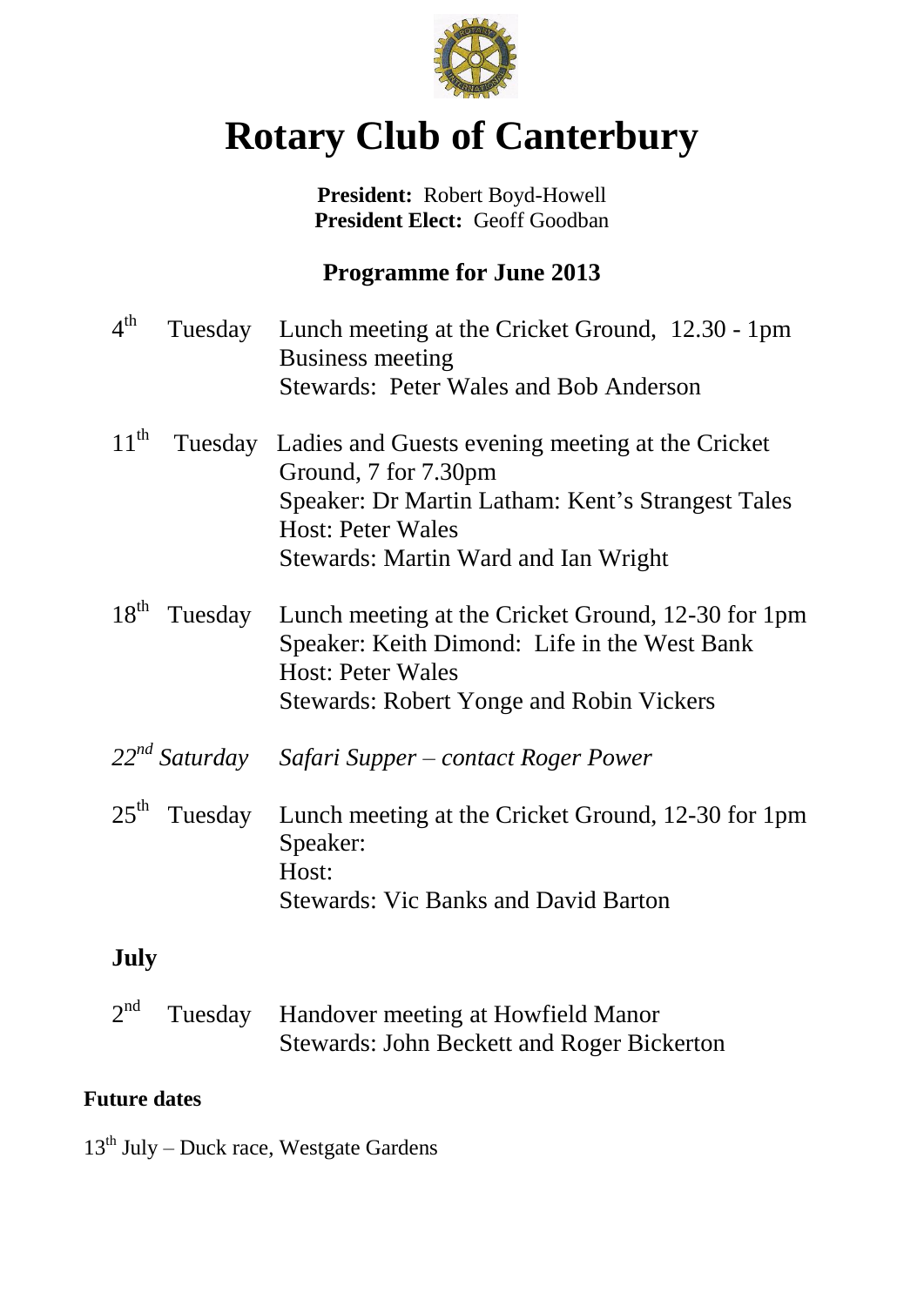# Rotary Club of Canterbury

**President:** Robert Boyd-Howell
**President Elect:** Geoff Goodban

## Programme for June 2013

4th Tuesday — Lunch meeting at the Cricket Ground, 12.30 - 1pm
Business meeting
Stewards: Peter Wales and Bob Anderson

11th Tuesday — Ladies and Guests evening meeting at the Cricket Ground, 7 for 7.30pm
Speaker: Dr Martin Latham: Kent's Strangest Tales
Host: Peter Wales
Stewards: Martin Ward and Ian Wright

18th Tuesday — Lunch meeting at the Cricket Ground, 12-30 for 1pm
Speaker: Keith Dimond: Life in the West Bank
Host: Peter Wales
Stewards: Robert Yonge and Robin Vickers

*22nd Saturday — Safari Supper – contact Roger Power*

25th Tuesday — Lunch meeting at the Cricket Ground, 12-30 for 1pm
Speaker:
Host:
Stewards: Vic Banks and David Barton

### July

2nd Tuesday — Handover meeting at Howfield Manor
Stewards: John Beckett and Roger Bickerton

### Future dates

13th July – Duck race, Westgate Gardens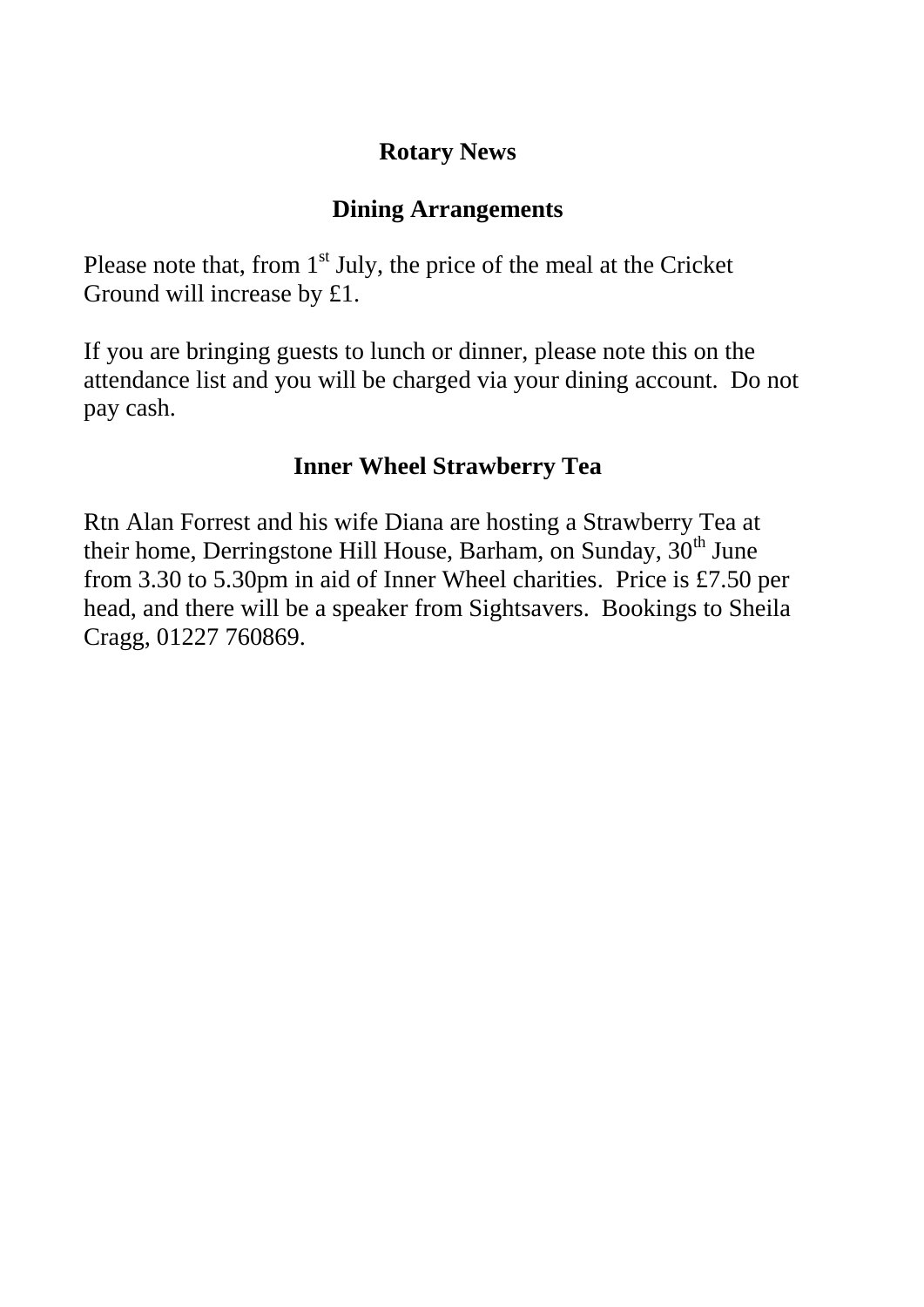# Rotary News

## Dining Arrangements

Please note that, from 1st July, the price of the meal at the Cricket Ground will increase by £1.

If you are bringing guests to lunch or dinner, please note this on the attendance list and you will be charged via your dining account. Do not pay cash.

## Inner Wheel Strawberry Tea

Rtn Alan Forrest and his wife Diana are hosting a Strawberry Tea at their home, Derringstone Hill House, Barham, on Sunday, 30th June from 3.30 to 5.30pm in aid of Inner Wheel charities. Price is £7.50 per head, and there will be a speaker from Sightsavers. Bookings to Sheila Cragg, 01227 760869.